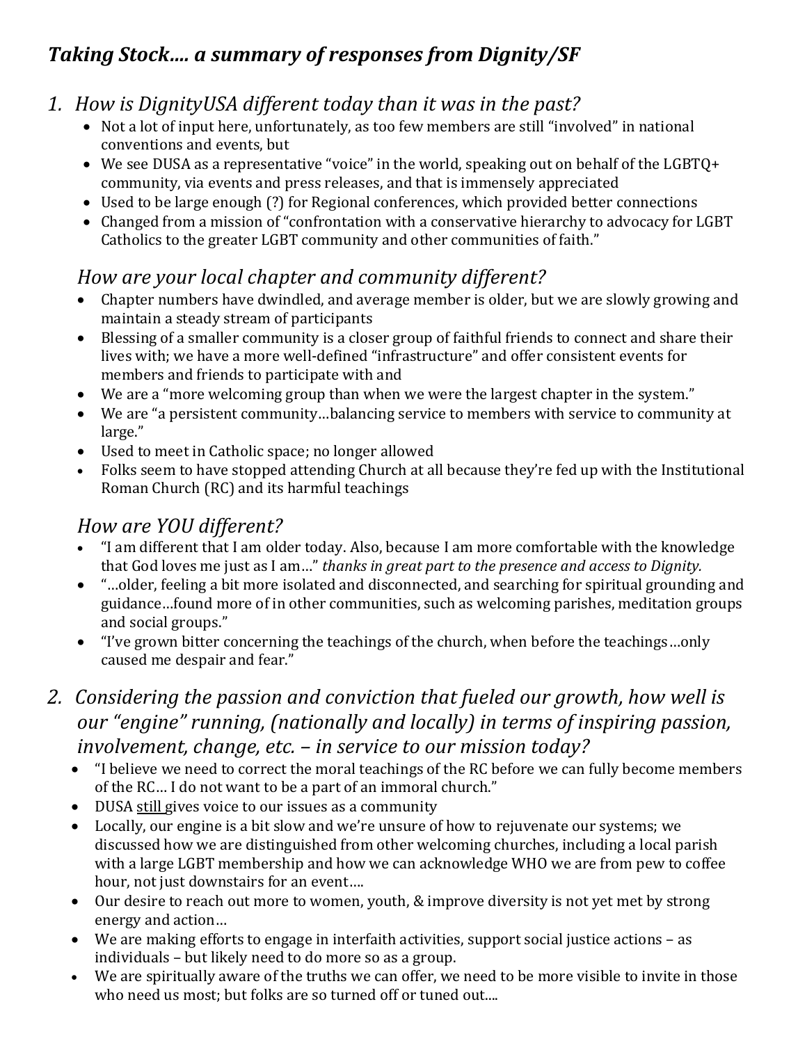# *Taking Stock…. a summary of responses from Dignity/SF*

## *1. How is DignityUSA different today than it was in the past?*

- Not a lot of input here, unfortunately, as too few members are still "involved" in national conventions and events, but
- We see DUSA as a representative "voice" in the world, speaking out on behalf of the LGBTQ+ community, via events and press releases, and that is immensely appreciated
- Used to be large enough (?) for Regional conferences, which provided better connections
- Changed from a mission of "confrontation with a conservative hierarchy to advocacy for LGBT Catholics to the greater LGBT community and other communities of faith."

### *How are your local chapter and community different?*

- Chapter numbers have dwindled, and average member is older, but we are slowly growing and maintain a steady stream of participants
- Blessing of a smaller community is a closer group of faithful friends to connect and share their lives with; we have a more well-defined "infrastructure" and offer consistent events for members and friends to participate with and
- We are a "more welcoming group than when we were the largest chapter in the system."
- We are "a persistent community…balancing service to members with service to community at large."
- Used to meet in Catholic space; no longer allowed
- Folks seem to have stopped attending Church at all because they're fed up with the Institutional Roman Church (RC) and its harmful teachings

### *How are YOU different?*

- "I am different that I am older today. Also, because I am more comfortable with the knowledge that God loves me just as I am…" *thanks in great part to the presence and access to Dignity.*
- "…older, feeling a bit more isolated and disconnected, and searching for spiritual grounding and guidance…found more of in other communities, such as welcoming parishes, meditation groups and social groups."
- "I've grown bitter concerning the teachings of the church, when before the teachings…only caused me despair and fear."

## *2. Considering the passion and conviction that fueled our growth, how well is our "engine" running, (nationally and locally) in terms of inspiring passion, involvement, change, etc. – in service to our mission today?*

- "I believe we need to correct the moral teachings of the RC before we can fully become members of the RC… I do not want to be a part of an immoral church."
- DUSA <u>still</u> gives voice to our issues as a community
- Locally, our engine is a bit slow and we're unsure of how to rejuvenate our systems; we discussed how we are distinguished from other welcoming churches, including a local parish with a large LGBT membership and how we can acknowledge WHO we are from pew to coffee hour, not just downstairs for an event….
- Our desire to reach out more to women, youth, & improve diversity is not yet met by strong energy and action…
- We are making efforts to engage in interfaith activities, support social justice actions – as individuals – but likely need to do more so as a group.
- We are spiritually aware of the truths we can offer, we need to be more visible to invite in those who need us most; but folks are so turned off or tuned out....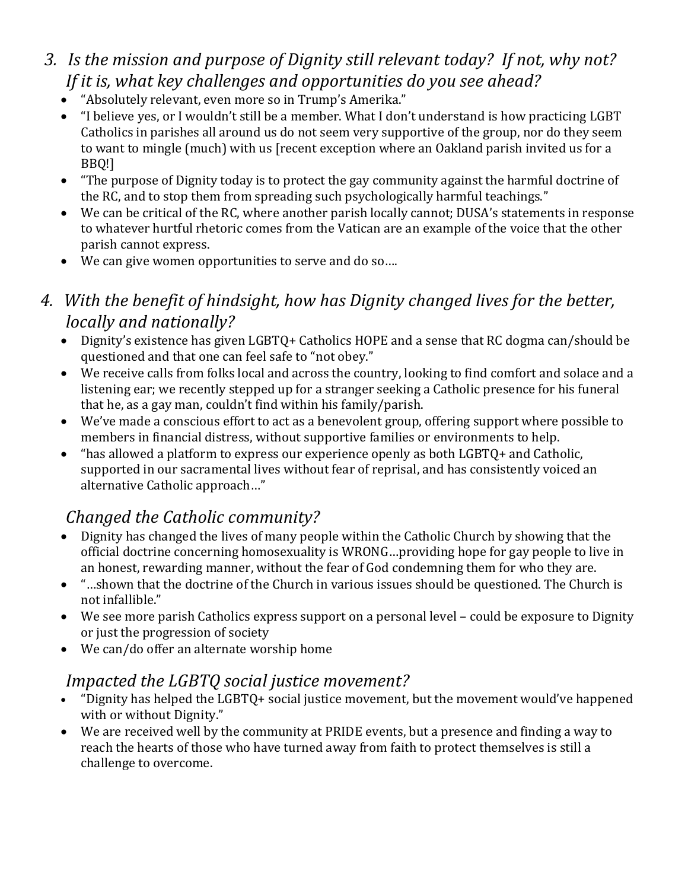### *3. Is the mission and purpose of Dignity still relevant today? If not, why not? If it is, what key challenges and opportunities do you see ahead?*

- "Absolutely relevant, even more so in Trump's Amerika."
- "I believe yes, or I wouldn't still be a member. What I don't understand is how practicing LGBT Catholics in parishes all around us do not seem very supportive of the group, nor do they seem to want to mingle (much) with us [recent exception where an Oakland parish invited us for a BBQ!]
- "The purpose of Dignity today is to protect the gay community against the harmful doctrine of the RC, and to stop them from spreading such psychologically harmful teachings."
- We can be critical of the RC, where another parish locally cannot; DUSA's statements in response to whatever hurtful rhetoric comes from the Vatican are an example of the voice that the other parish cannot express.
- We can give women opportunities to serve and do so….

### *4. With the benefit of hindsight, how has Dignity changed lives for the better, locally and nationally?*

- Dignity's existence has given LGBTQ+ Catholics HOPE and a sense that RC dogma can/should be questioned and that one can feel safe to "not obey."
- We receive calls from folks local and across the country, looking to find comfort and solace and a listening ear; we recently stepped up for a stranger seeking a Catholic presence for his funeral that he, as a gay man, couldn't find within his family/parish.
- We've made a conscious effort to act as a benevolent group, offering support where possible to members in financial distress, without supportive families or environments to help.
- "has allowed a platform to express our experience openly as both LGBTQ+ and Catholic, supported in our sacramental lives without fear of reprisal, and has consistently voiced an alternative Catholic approach…"

### *Changed the Catholic community?*

- Dignity has changed the lives of many people within the Catholic Church by showing that the official doctrine concerning homosexuality is WRONG…providing hope for gay people to live in an honest, rewarding manner, without the fear of God condemning them for who they are.
- "…shown that the doctrine of the Church in various issues should be questioned. The Church is not infallible."
- We see more parish Catholics express support on a personal level – could be exposure to Dignity or just the progression of society
- We can/do offer an alternate worship home

### *Impacted the LGBTQ social justice movement?*

- "Dignity has helped the LGBTQ+ social justice movement, but the movement would've happened with or without Dignity."
- We are received well by the community at PRIDE events, but a presence and finding a way to reach the hearts of those who have turned away from faith to protect themselves is still a challenge to overcome.